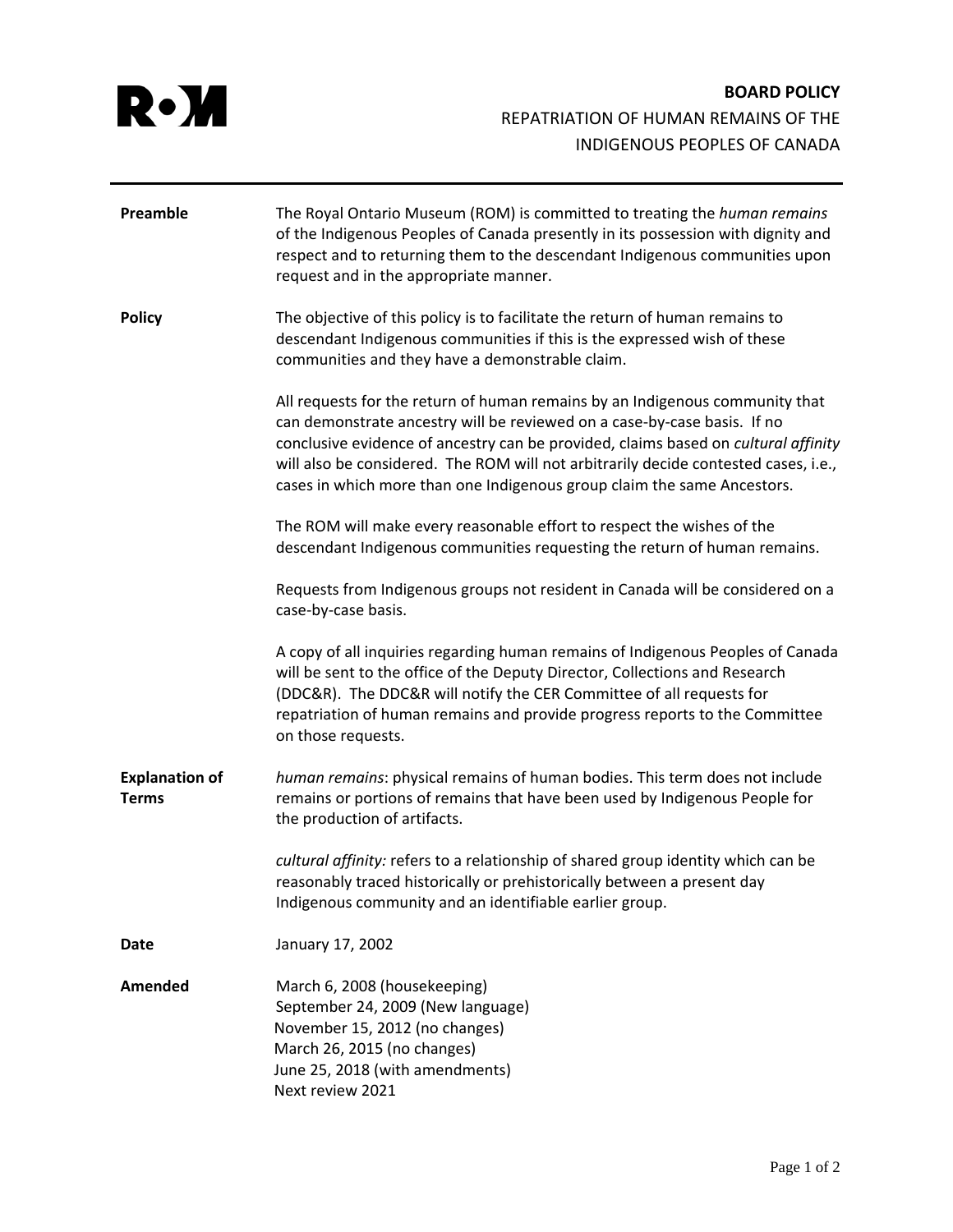# BOARD POLICY

## REPATRIATION OF HUMAN REMAINS OF THE INDIGENOUS PEOPLES OF CANADA

**Preamble**

The Royal Ontario Museum (ROM) is committed to treating the *human remains* of the Indigenous Peoples of Canada presently in its possession with dignity and respect and to returning them to the descendant Indigenous communities upon request and in the appropriate manner.

**Policy**

The objective of this policy is to facilitate the return of human remains to descendant Indigenous communities if this is the expressed wish of these communities and they have a demonstrable claim.

All requests for the return of human remains by an Indigenous community that can demonstrate ancestry will be reviewed on a case-by-case basis. If no conclusive evidence of ancestry can be provided, claims based on *cultural affinity* will also be considered. The ROM will not arbitrarily decide contested cases, i.e., cases in which more than one Indigenous group claim the same Ancestors.

The ROM will make every reasonable effort to respect the wishes of the descendant Indigenous communities requesting the return of human remains.

Requests from Indigenous groups not resident in Canada will be considered on a case-by-case basis.

A copy of all inquiries regarding human remains of Indigenous Peoples of Canada will be sent to the office of the Deputy Director, Collections and Research (DDC&R). The DDC&R will notify the CER Committee of all requests for repatriation of human remains and provide progress reports to the Committee on those requests.

**Explanation of Terms**

*human remains*: physical remains of human bodies. This term does not include remains or portions of remains that have been used by Indigenous People for the production of artifacts.

*cultural affinity:* refers to a relationship of shared group identity which can be reasonably traced historically or prehistorically between a present day Indigenous community and an identifiable earlier group.

**Date**

January 17, 2002

**Amended**

March 6, 2008 (housekeeping)
September 24, 2009 (New language)
November 15, 2012 (no changes)
March 26, 2015 (no changes)
June 25, 2018 (with amendments)
Next review 2021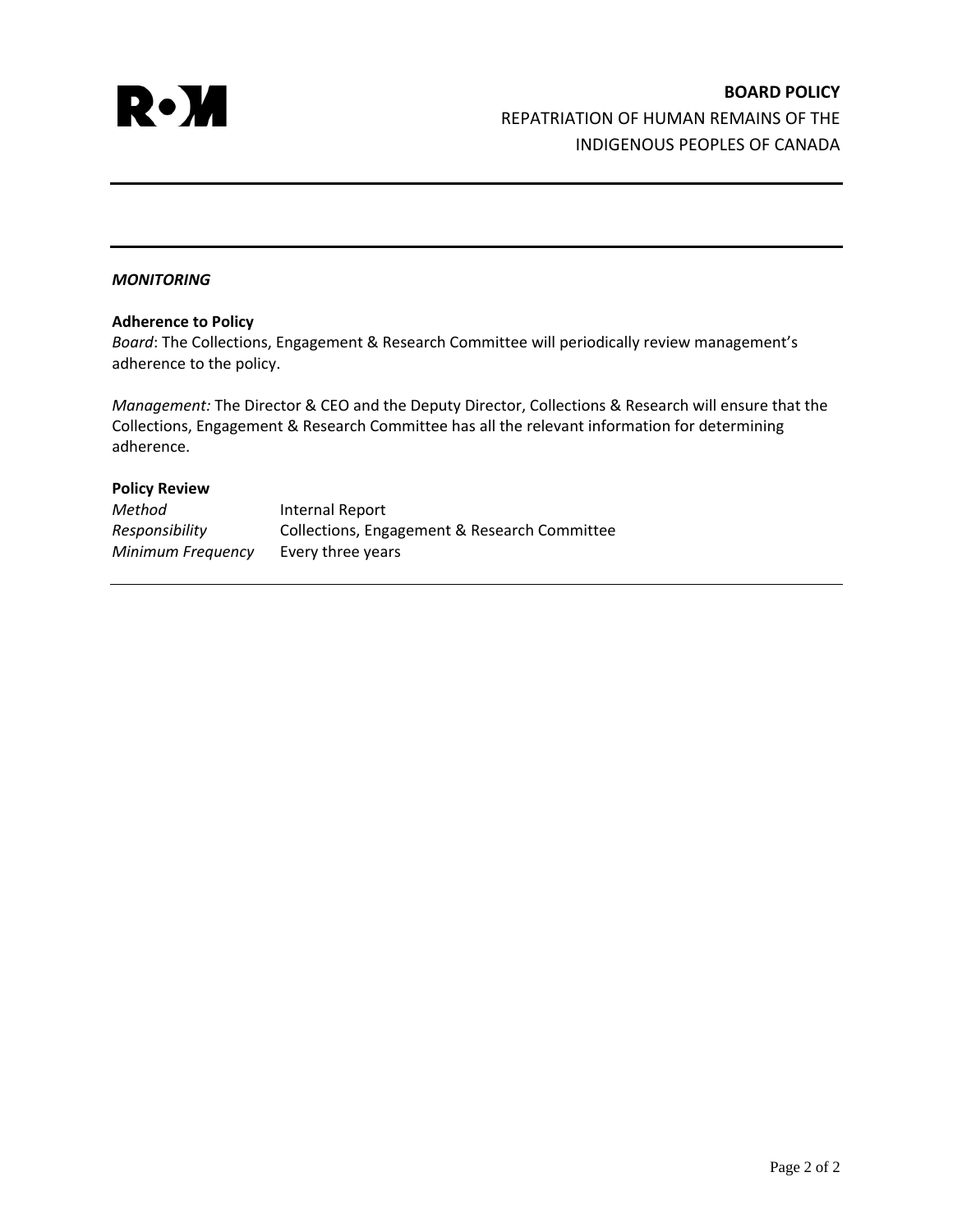***MONITORING***

**Adherence to Policy**

*Board*: The Collections, Engagement & Research Committee will periodically review management's adherence to the policy.

*Management:* The Director & CEO and the Deputy Director, Collections & Research will ensure that the Collections, Engagement & Research Committee has all the relevant information for determining adherence.

**Policy Review**

| | |
|---|---|
| *Method* | Internal Report |
| *Responsibility* | Collections, Engagement & Research Committee |
| *Minimum Frequency* | Every three years |